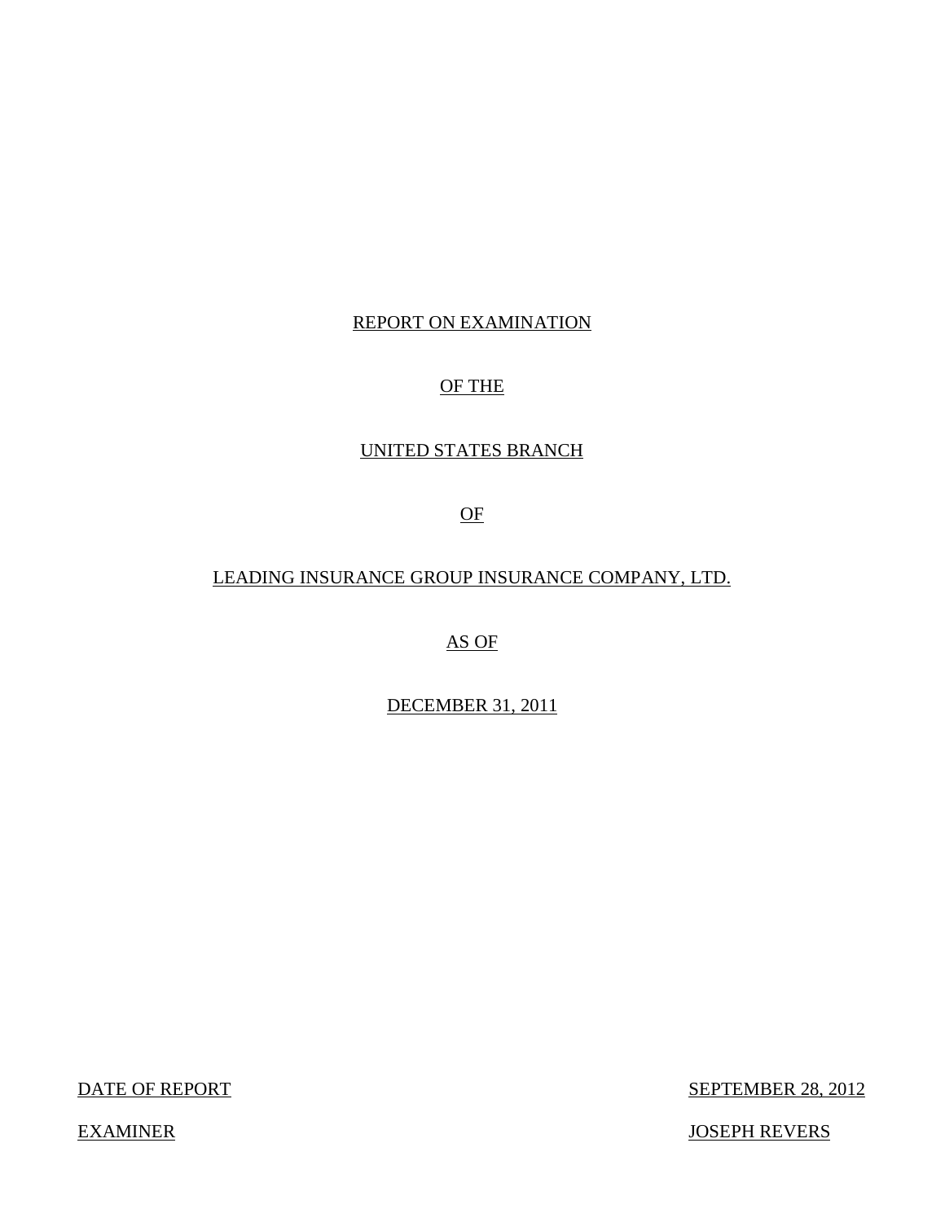REPORT ON EXAMINATION

OF THE

UNITED STATES BRANCH

OF

LEADING INSURANCE GROUP INSURANCE COMPANY, LTD.

AS OF

DECEMBER 31, 2011

DATE OF REPORT SEPTEMBER 28, 2012

EXAMINER JOSEPH REVERS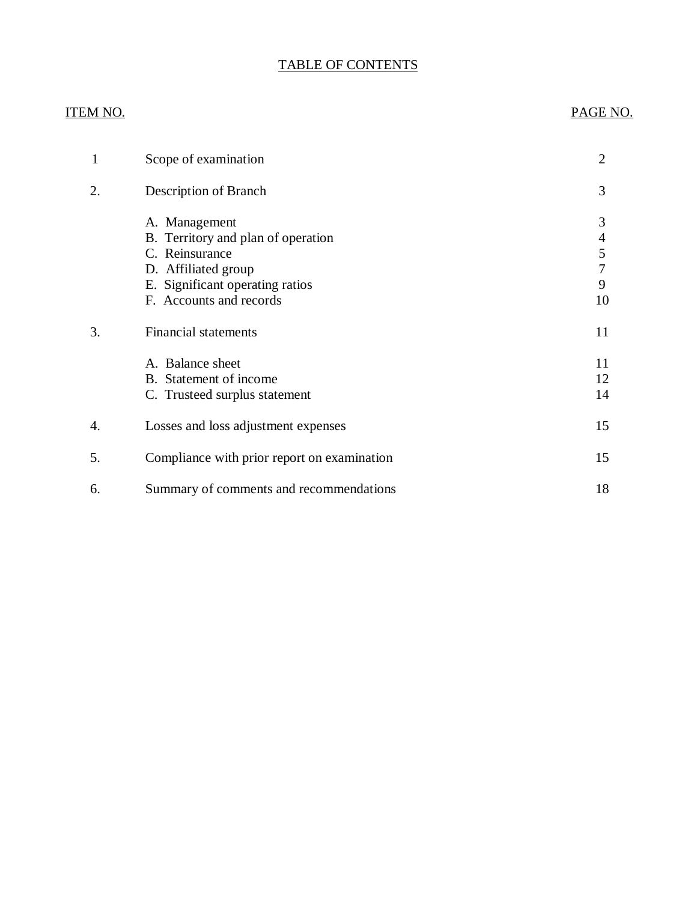# TABLE OF CONTENTS

| ITEM NO. | | PAGE NO. |
|---|---|---|
| 1 | Scope of examination | 2 |
| 2. | Description of Branch | 3 |
| | A. Management | 3 |
| | B. Territory and plan of operation | 4 |
| | C. Reinsurance | 5 |
| | D. Affiliated group | 7 |
| | E. Significant operating ratios | 9 |
| | F. Accounts and records | 10 |
| 3. | Financial statements | 11 |
| | A. Balance sheet | 11 |
| | B. Statement of income | 12 |
| | C. Trusteed surplus statement | 14 |
| 4. | Losses and loss adjustment expenses | 15 |
| 5. | Compliance with prior report on examination | 15 |
| 6. | Summary of comments and recommendations | 18 |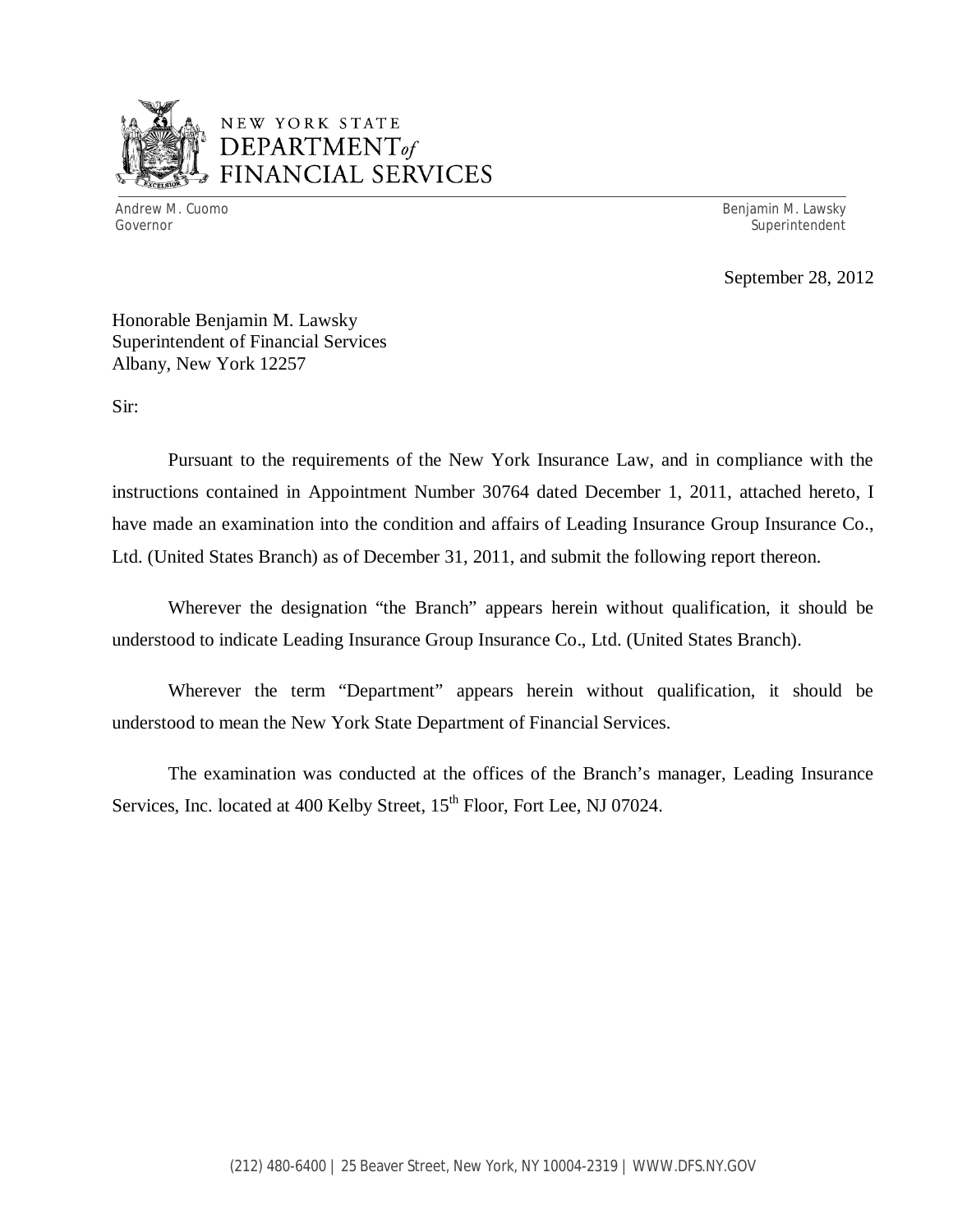NEW YORK STATE
DEPARTMENT *of*
FINANCIAL SERVICES

Andrew M. Cuomo
Governor

Benjamin M. Lawsky
Superintendent

September 28, 2012

Honorable Benjamin M. Lawsky
Superintendent of Financial Services
Albany, New York 12257

Sir:

Pursuant to the requirements of the New York Insurance Law, and in compliance with the instructions contained in Appointment Number 30764 dated December 1, 2011, attached hereto, I have made an examination into the condition and affairs of Leading Insurance Group Insurance Co., Ltd. (United States Branch) as of December 31, 2011, and submit the following report thereon.

Wherever the designation "the Branch" appears herein without qualification, it should be understood to indicate Leading Insurance Group Insurance Co., Ltd. (United States Branch).

Wherever the term "Department" appears herein without qualification, it should be understood to mean the New York State Department of Financial Services.

The examination was conducted at the offices of the Branch's manager, Leading Insurance Services, Inc. located at 400 Kelby Street, 15th Floor, Fort Lee, NJ 07024.

(212) 480-6400 | 25 Beaver Street, New York, NY 10004-2319 | WWW.DFS.NY.GOV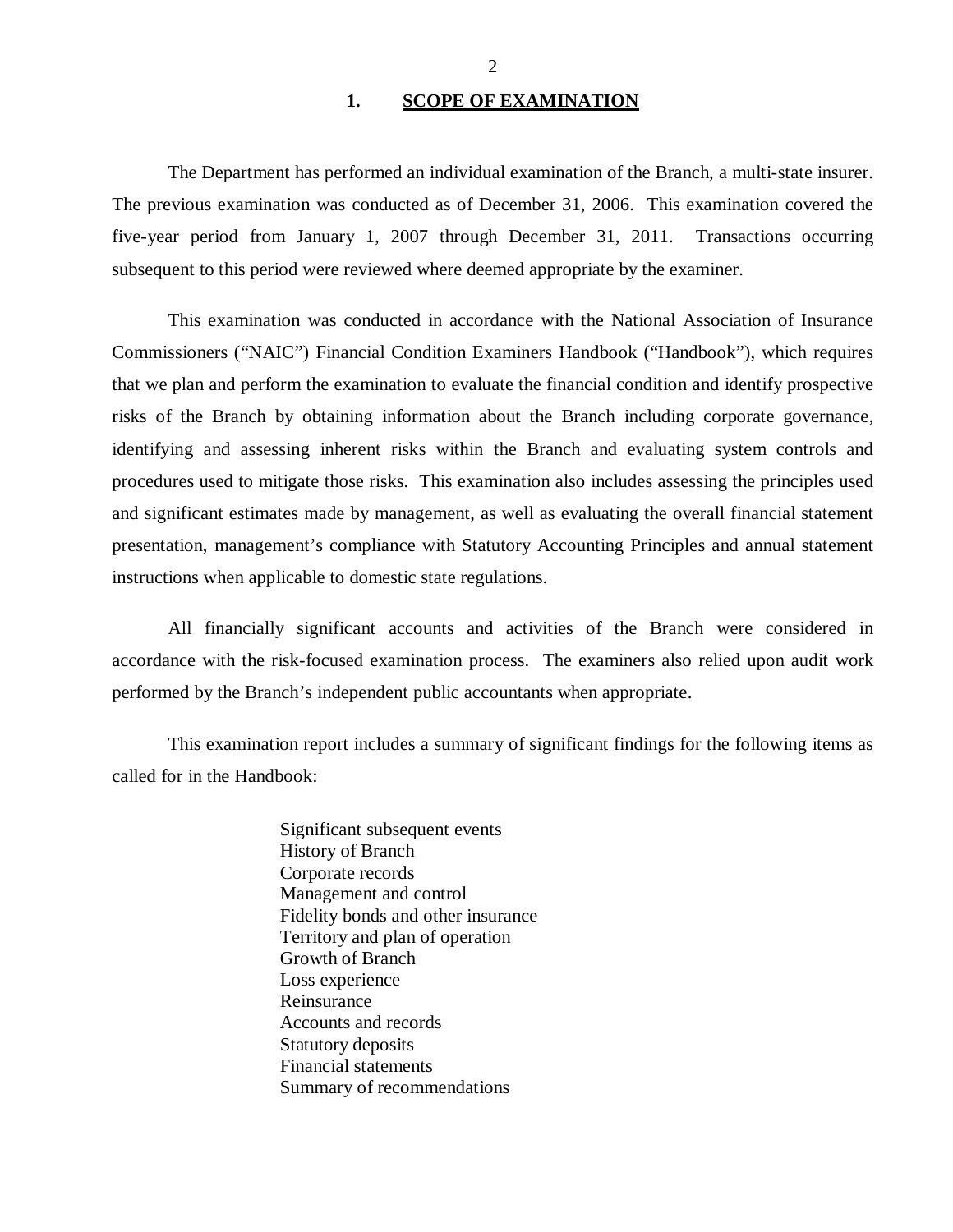# 1. SCOPE OF EXAMINATION

The Department has performed an individual examination of the Branch, a multi-state insurer. The previous examination was conducted as of December 31, 2006. This examination covered the five-year period from January 1, 2007 through December 31, 2011. Transactions occurring subsequent to this period were reviewed where deemed appropriate by the examiner.

This examination was conducted in accordance with the National Association of Insurance Commissioners ("NAIC") Financial Condition Examiners Handbook ("Handbook"), which requires that we plan and perform the examination to evaluate the financial condition and identify prospective risks of the Branch by obtaining information about the Branch including corporate governance, identifying and assessing inherent risks within the Branch and evaluating system controls and procedures used to mitigate those risks. This examination also includes assessing the principles used and significant estimates made by management, as well as evaluating the overall financial statement presentation, management's compliance with Statutory Accounting Principles and annual statement instructions when applicable to domestic state regulations.

All financially significant accounts and activities of the Branch were considered in accordance with the risk-focused examination process. The examiners also relied upon audit work performed by the Branch's independent public accountants when appropriate.

This examination report includes a summary of significant findings for the following items as called for in the Handbook:

- Significant subsequent events
- History of Branch
- Corporate records
- Management and control
- Fidelity bonds and other insurance
- Territory and plan of operation
- Growth of Branch
- Loss experience
- Reinsurance
- Accounts and records
- Statutory deposits
- Financial statements
- Summary of recommendations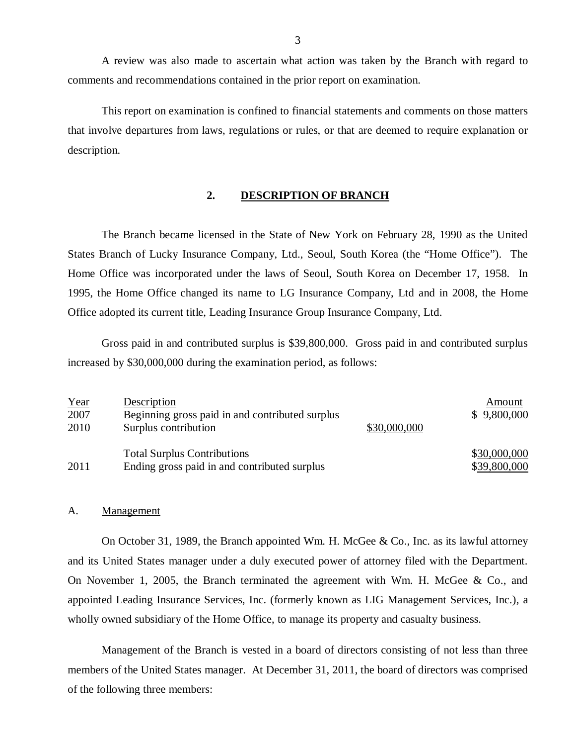A review was also made to ascertain what action was taken by the Branch with regard to comments and recommendations contained in the prior report on examination.

This report on examination is confined to financial statements and comments on those matters that involve departures from laws, regulations or rules, or that are deemed to require explanation or description.

## 2. DESCRIPTION OF BRANCH

The Branch became licensed in the State of New York on February 28, 1990 as the United States Branch of Lucky Insurance Company, Ltd., Seoul, South Korea (the "Home Office"). The Home Office was incorporated under the laws of Seoul, South Korea on December 17, 1958. In 1995, the Home Office changed its name to LG Insurance Company, Ltd and in 2008, the Home Office adopted its current title, Leading Insurance Group Insurance Company, Ltd.

Gross paid in and contributed surplus is $39,800,000. Gross paid in and contributed surplus increased by $30,000,000 during the examination period, as follows:

| Year | Description | | Amount |
|---|---|---|---|
| 2007 | Beginning gross paid in and contributed surplus | | $ 9,800,000 |
| 2010 | Surplus contribution | $30,000,000 | |
| | Total Surplus Contributions | | $30,000,000 |
| 2011 | Ending gross paid in and contributed surplus | | $39,800,000 |

### A. Management

On October 31, 1989, the Branch appointed Wm. H. McGee & Co., Inc. as its lawful attorney and its United States manager under a duly executed power of attorney filed with the Department. On November 1, 2005, the Branch terminated the agreement with Wm. H. McGee & Co., and appointed Leading Insurance Services, Inc. (formerly known as LIG Management Services, Inc.), a wholly owned subsidiary of the Home Office, to manage its property and casualty business.

Management of the Branch is vested in a board of directors consisting of not less than three members of the United States manager. At December 31, 2011, the board of directors was comprised of the following three members: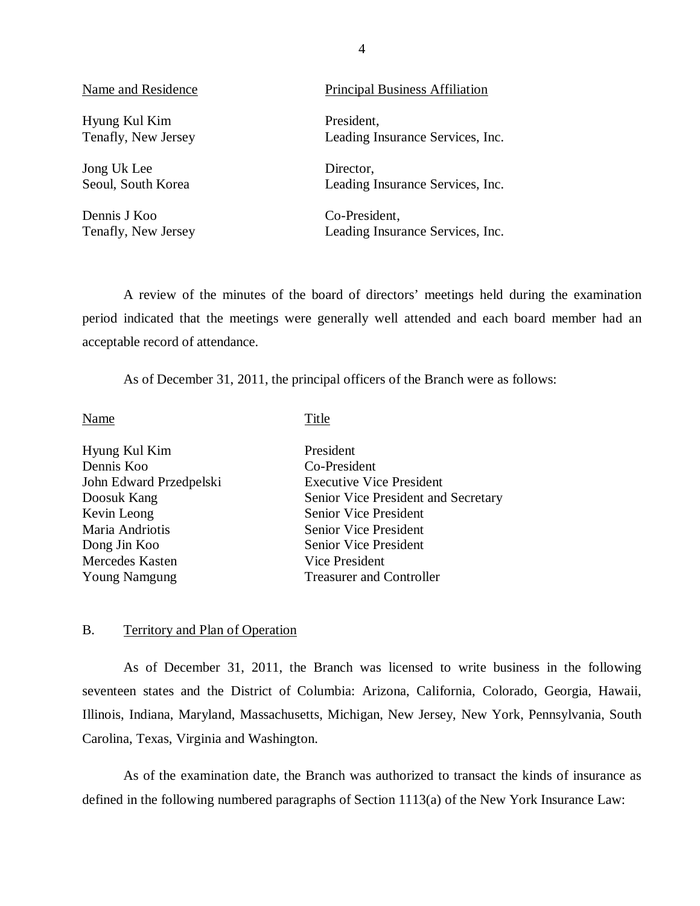| Name and Residence | Principal Business Affiliation |
|---|---|
| Hyung Kul Kim<br>Tenafly, New Jersey | President,<br>Leading Insurance Services, Inc. |
| Jong Uk Lee<br>Seoul, South Korea | Director,<br>Leading Insurance Services, Inc. |
| Dennis J Koo<br>Tenafly, New Jersey | Co-President,<br>Leading Insurance Services, Inc. |

A review of the minutes of the board of directors' meetings held during the examination period indicated that the meetings were generally well attended and each board member had an acceptable record of attendance.

As of December 31, 2011, the principal officers of the Branch were as follows:

| Name | Title |
|---|---|
| Hyung Kul Kim | President |
| Dennis Koo | Co-President |
| John Edward Przedpelski | Executive Vice President |
| Doosuk Kang | Senior Vice President and Secretary |
| Kevin Leong | Senior Vice President |
| Maria Andriotis | Senior Vice President |
| Dong Jin Koo | Senior Vice President |
| Mercedes Kasten | Vice President |
| Young Namgung | Treasurer and Controller |

## B. Territory and Plan of Operation

As of December 31, 2011, the Branch was licensed to write business in the following seventeen states and the District of Columbia: Arizona, California, Colorado, Georgia, Hawaii, Illinois, Indiana, Maryland, Massachusetts, Michigan, New Jersey, New York, Pennsylvania, South Carolina, Texas, Virginia and Washington.

As of the examination date, the Branch was authorized to transact the kinds of insurance as defined in the following numbered paragraphs of Section 1113(a) of the New York Insurance Law: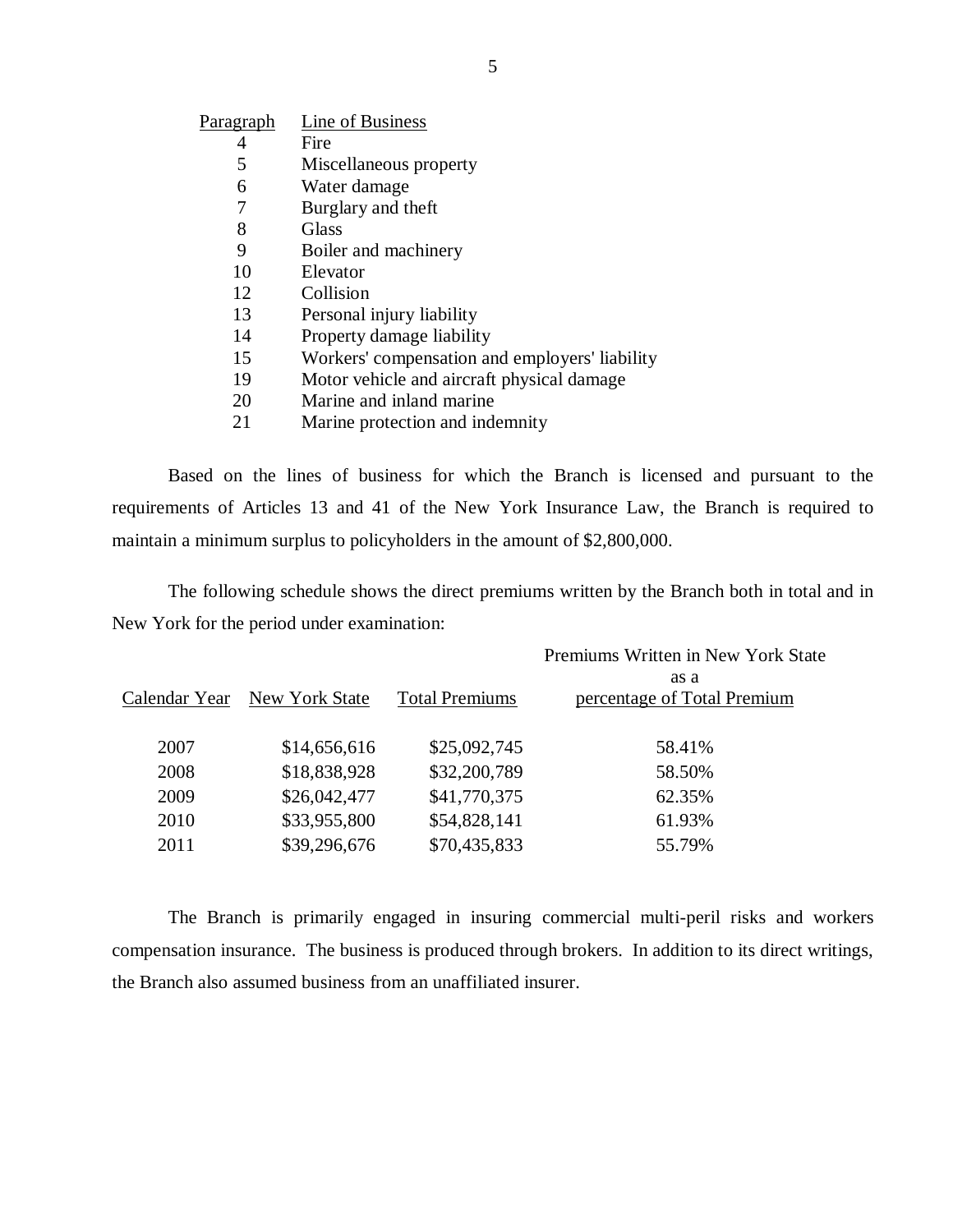| Paragraph | Line of Business |
|---|---|
| 4 | Fire |
| 5 | Miscellaneous property |
| 6 | Water damage |
| 7 | Burglary and theft |
| 8 | Glass |
| 9 | Boiler and machinery |
| 10 | Elevator |
| 12 | Collision |
| 13 | Personal injury liability |
| 14 | Property damage liability |
| 15 | Workers' compensation and employers' liability |
| 19 | Motor vehicle and aircraft physical damage |
| 20 | Marine and inland marine |
| 21 | Marine protection and indemnity |

Based on the lines of business for which the Branch is licensed and pursuant to the requirements of Articles 13 and 41 of the New York Insurance Law, the Branch is required to maintain a minimum surplus to policyholders in the amount of $2,800,000.

The following schedule shows the direct premiums written by the Branch both in total and in New York for the period under examination:

| Calendar Year | New York State | Total Premiums | Premiums Written in New York State as a percentage of Total Premium |
|---|---|---|---|
| 2007 | $14,656,616 | $25,092,745 | 58.41% |
| 2008 | $18,838,928 | $32,200,789 | 58.50% |
| 2009 | $26,042,477 | $41,770,375 | 62.35% |
| 2010 | $33,955,800 | $54,828,141 | 61.93% |
| 2011 | $39,296,676 | $70,435,833 | 55.79% |

The Branch is primarily engaged in insuring commercial multi-peril risks and workers compensation insurance. The business is produced through brokers. In addition to its direct writings, the Branch also assumed business from an unaffiliated insurer.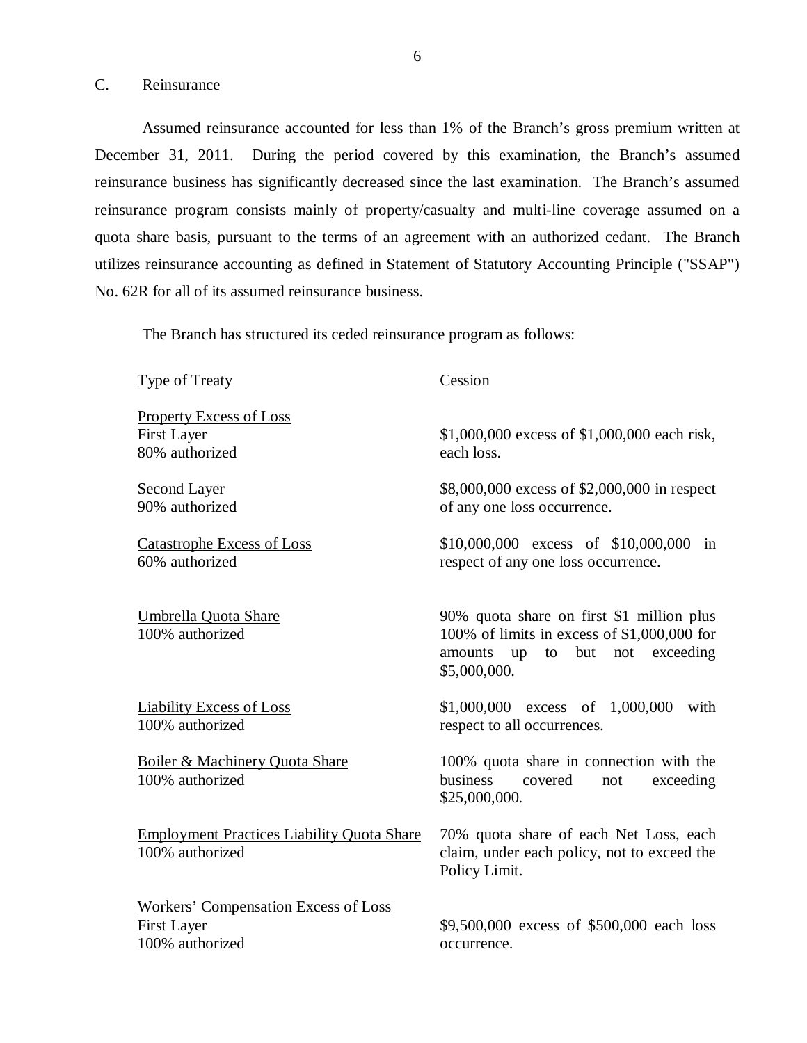## C. Reinsurance

Assumed reinsurance accounted for less than 1% of the Branch's gross premium written at December 31, 2011. During the period covered by this examination, the Branch's assumed reinsurance business has significantly decreased since the last examination. The Branch's assumed reinsurance program consists mainly of property/casualty and multi-line coverage assumed on a quota share basis, pursuant to the terms of an agreement with an authorized cedant. The Branch utilizes reinsurance accounting as defined in Statement of Statutory Accounting Principle ("SSAP") No. 62R for all of its assumed reinsurance business.

The Branch has structured its ceded reinsurance program as follows:

| Type of Treaty | Cession |
|---|---|
| Property Excess of Loss<br>First Layer<br>80% authorized | $1,000,000 excess of $1,000,000 each risk, each loss. |
| Second Layer<br>90% authorized | $8,000,000 excess of $2,000,000 in respect of any one loss occurrence. |
| Catastrophe Excess of Loss<br>60% authorized | $10,000,000 excess of $10,000,000 in respect of any one loss occurrence. |
| Umbrella Quota Share<br>100% authorized | 90% quota share on first $1 million plus 100% of limits in excess of $1,000,000 for amounts up to but not exceeding $5,000,000. |
| Liability Excess of Loss<br>100% authorized | $1,000,000 excess of 1,000,000 with respect to all occurrences. |
| Boiler & Machinery Quota Share<br>100% authorized | 100% quota share in connection with the business covered not exceeding $25,000,000. |
| Employment Practices Liability Quota Share<br>100% authorized | 70% quota share of each Net Loss, each claim, under each policy, not to exceed the Policy Limit. |
| Workers' Compensation Excess of Loss<br>First Layer<br>100% authorized | $9,500,000 excess of $500,000 each loss occurrence. |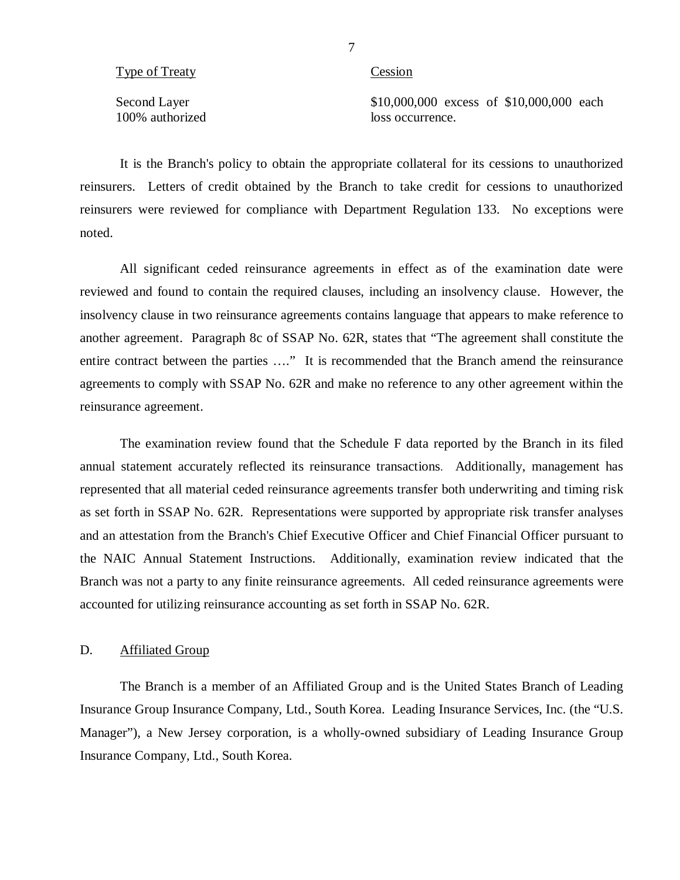| Type of Treaty | Cession |
|---|---|
| Second Layer<br>100% authorized | $10,000,000 excess of $10,000,000 each loss occurrence. |

It is the Branch's policy to obtain the appropriate collateral for its cessions to unauthorized reinsurers. Letters of credit obtained by the Branch to take credit for cessions to unauthorized reinsurers were reviewed for compliance with Department Regulation 133. No exceptions were noted.

All significant ceded reinsurance agreements in effect as of the examination date were reviewed and found to contain the required clauses, including an insolvency clause. However, the insolvency clause in two reinsurance agreements contains language that appears to make reference to another agreement. Paragraph 8c of SSAP No. 62R, states that "The agreement shall constitute the entire contract between the parties …." It is recommended that the Branch amend the reinsurance agreements to comply with SSAP No. 62R and make no reference to any other agreement within the reinsurance agreement.

The examination review found that the Schedule F data reported by the Branch in its filed annual statement accurately reflected its reinsurance transactions. Additionally, management has represented that all material ceded reinsurance agreements transfer both underwriting and timing risk as set forth in SSAP No. 62R. Representations were supported by appropriate risk transfer analyses and an attestation from the Branch's Chief Executive Officer and Chief Financial Officer pursuant to the NAIC Annual Statement Instructions. Additionally, examination review indicated that the Branch was not a party to any finite reinsurance agreements. All ceded reinsurance agreements were accounted for utilizing reinsurance accounting as set forth in SSAP No. 62R.

## D. Affiliated Group

The Branch is a member of an Affiliated Group and is the United States Branch of Leading Insurance Group Insurance Company, Ltd., South Korea. Leading Insurance Services, Inc. (the "U.S. Manager"), a New Jersey corporation, is a wholly-owned subsidiary of Leading Insurance Group Insurance Company, Ltd., South Korea.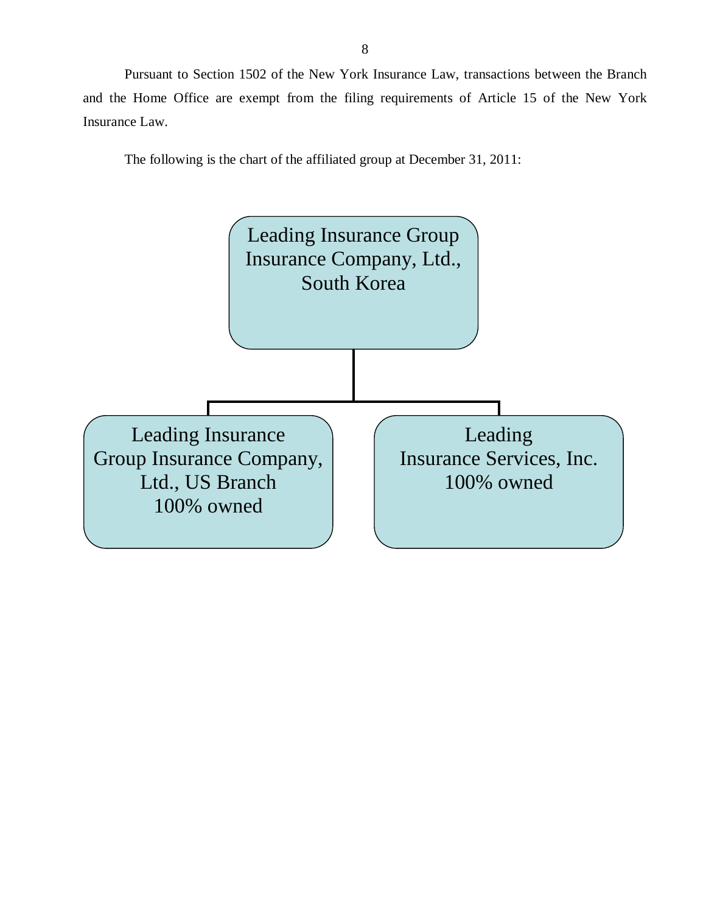Pursuant to Section 1502 of the New York Insurance Law, transactions between the Branch and the Home Office are exempt from the filing requirements of Article 15 of the New York Insurance Law.

The following is the chart of the affiliated group at December 31, 2011:

Leading Insurance Group Insurance Company, Ltd., South Korea

- Leading Insurance Group Insurance Company, Ltd., US Branch 100% owned
- Leading Insurance Services, Inc. 100% owned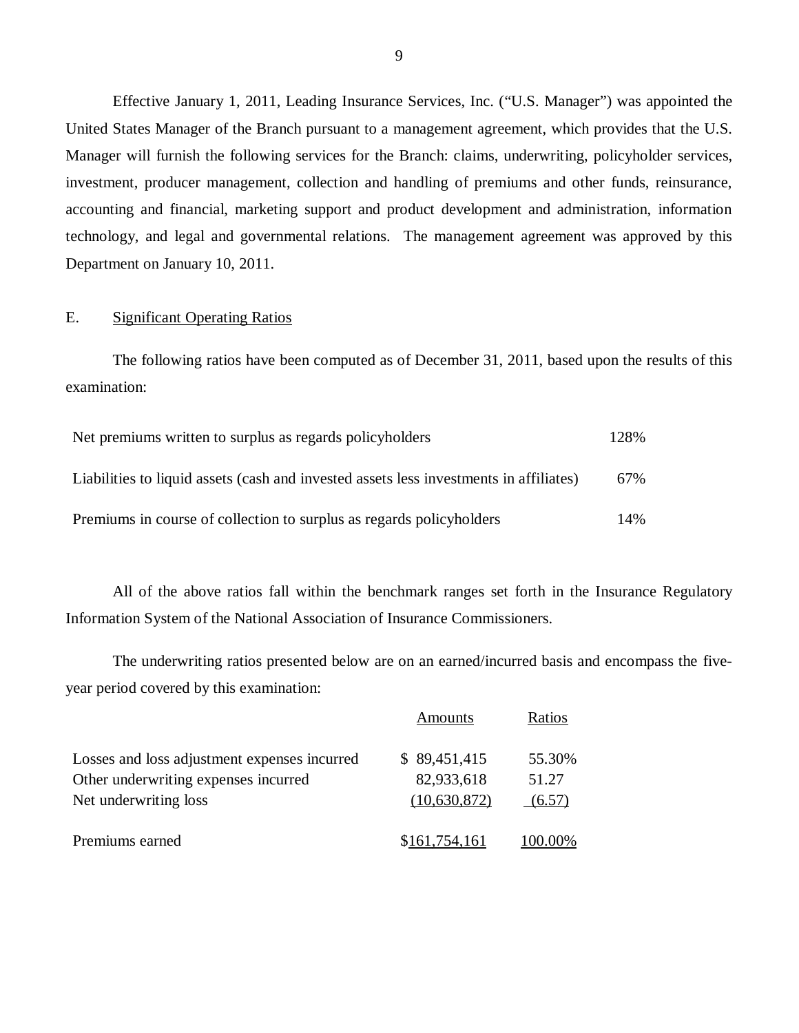Effective January 1, 2011, Leading Insurance Services, Inc. ("U.S. Manager") was appointed the United States Manager of the Branch pursuant to a management agreement, which provides that the U.S. Manager will furnish the following services for the Branch: claims, underwriting, policyholder services, investment, producer management, collection and handling of premiums and other funds, reinsurance, accounting and financial, marketing support and product development and administration, information technology, and legal and governmental relations. The management agreement was approved by this Department on January 10, 2011.

## E. Significant Operating Ratios

The following ratios have been computed as of December 31, 2011, based upon the results of this examination:

| | |
|---|---|
| Net premiums written to surplus as regards policyholders | 128% |
| Liabilities to liquid assets (cash and invested assets less investments in affiliates) | 67% |
| Premiums in course of collection to surplus as regards policyholders | 14% |

All of the above ratios fall within the benchmark ranges set forth in the Insurance Regulatory Information System of the National Association of Insurance Commissioners.

The underwriting ratios presented below are on an earned/incurred basis and encompass the five-year period covered by this examination:

| | Amounts | Ratios |
|---|---|---|
| Losses and loss adjustment expenses incurred | $ 89,451,415 | 55.30% |
| Other underwriting expenses incurred | 82,933,618 | 51.27 |
| Net underwriting loss | (10,630,872) | (6.57) |
| Premiums earned | $161,754,161 | 100.00% |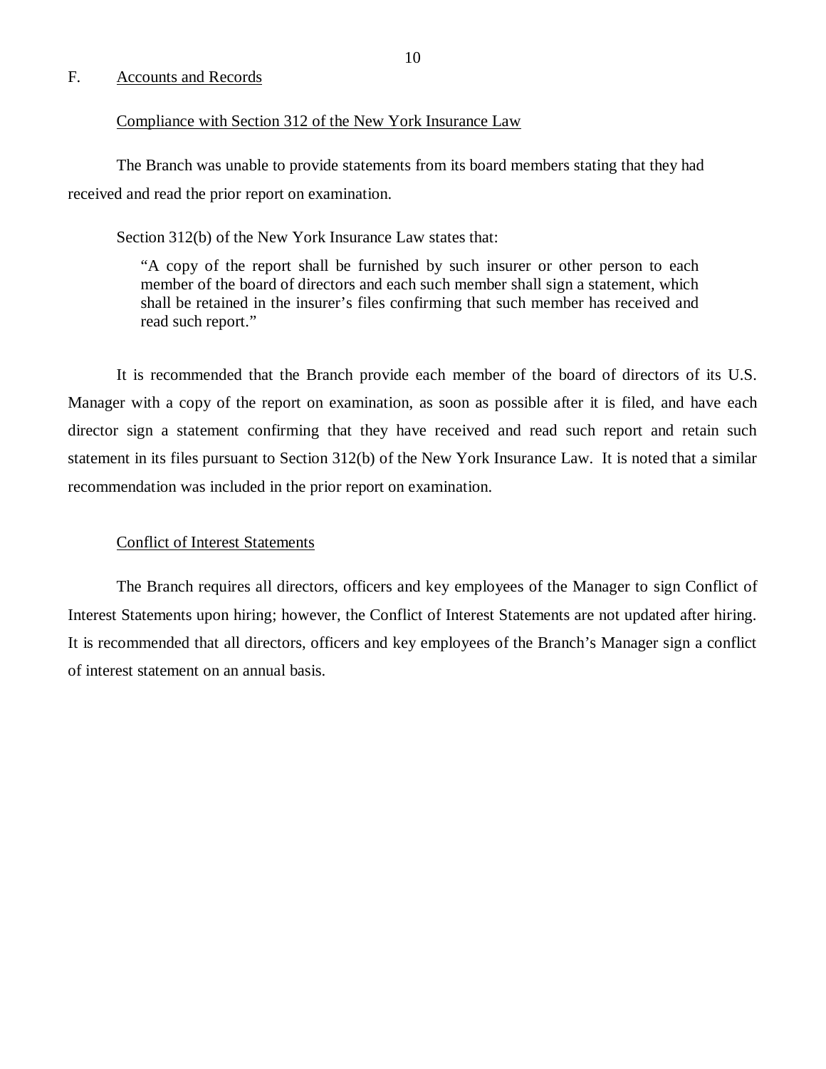## F. Accounts and Records

### Compliance with Section 312 of the New York Insurance Law

The Branch was unable to provide statements from its board members stating that they had received and read the prior report on examination.

Section 312(b) of the New York Insurance Law states that:

> "A copy of the report shall be furnished by such insurer or other person to each member of the board of directors and each such member shall sign a statement, which shall be retained in the insurer's files confirming that such member has received and read such report."

It is recommended that the Branch provide each member of the board of directors of its U.S. Manager with a copy of the report on examination, as soon as possible after it is filed, and have each director sign a statement confirming that they have received and read such report and retain such statement in its files pursuant to Section 312(b) of the New York Insurance Law. It is noted that a similar recommendation was included in the prior report on examination.

### Conflict of Interest Statements

The Branch requires all directors, officers and key employees of the Manager to sign Conflict of Interest Statements upon hiring; however, the Conflict of Interest Statements are not updated after hiring. It is recommended that all directors, officers and key employees of the Branch's Manager sign a conflict of interest statement on an annual basis.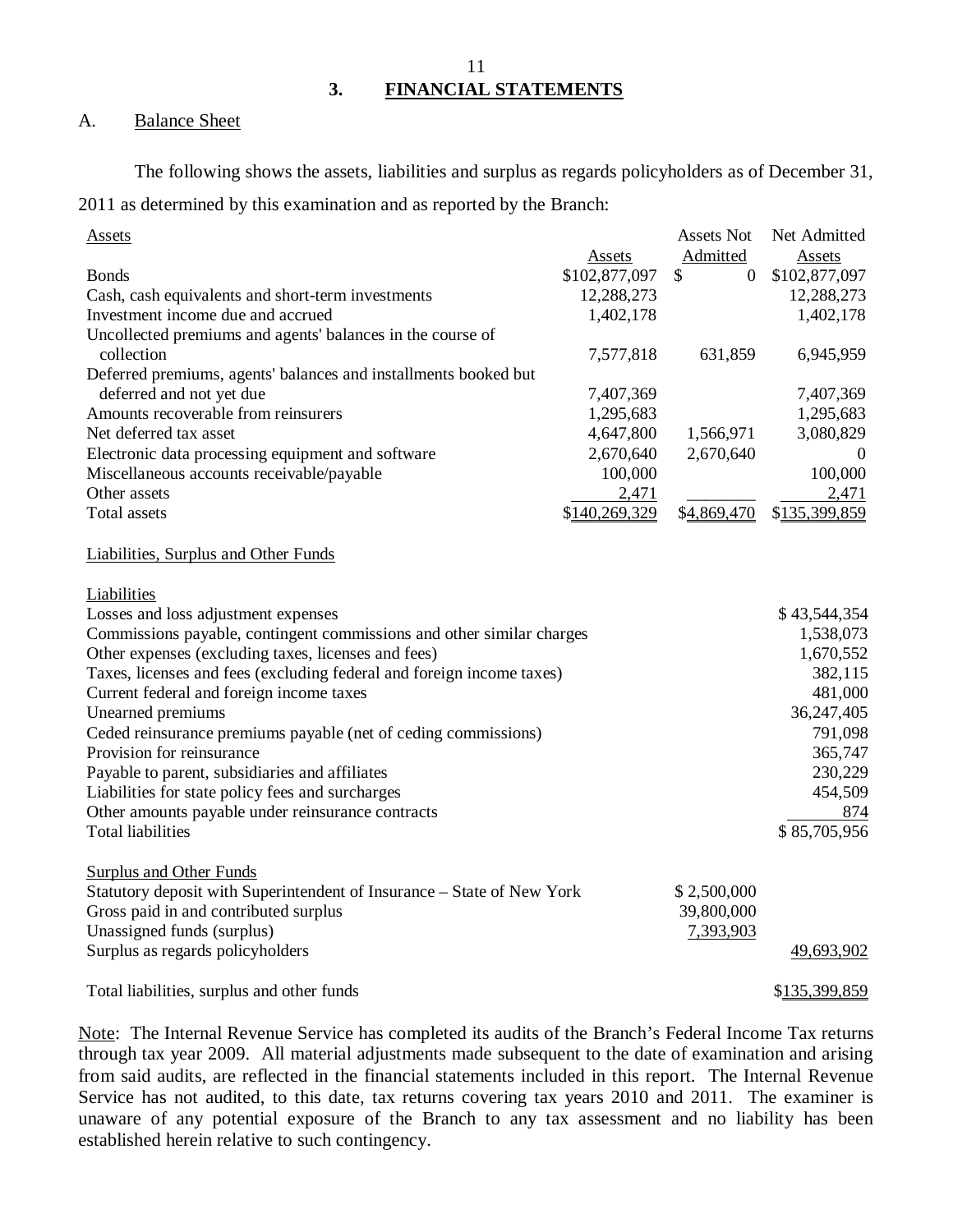# 3. FINANCIAL STATEMENTS

## A. Balance Sheet

The following shows the assets, liabilities and surplus as regards policyholders as of December 31, 2011 as determined by this examination and as reported by the Branch:

| Assets | Assets | Assets Not Admitted | Net Admitted Assets |
|---|---|---|---|
| Bonds | $102,877,097 | $ 0 | $102,877,097 |
| Cash, cash equivalents and short-term investments | 12,288,273 | | 12,288,273 |
| Investment income due and accrued | 1,402,178 | | 1,402,178 |
| Uncollected premiums and agents' balances in the course of collection | 7,577,818 | 631,859 | 6,945,959 |
| Deferred premiums, agents' balances and installments booked but deferred and not yet due | 7,407,369 | | 7,407,369 |
| Amounts recoverable from reinsurers | 1,295,683 | | 1,295,683 |
| Net deferred tax asset | 4,647,800 | 1,566,971 | 3,080,829 |
| Electronic data processing equipment and software | 2,670,640 | 2,670,640 | 0 |
| Miscellaneous accounts receivable/payable | 100,000 | | 100,000 |
| Other assets | 2,471 | | 2,471 |
| Total assets | $140,269,329 | $4,869,470 | $135,399,859 |

| Liabilities, Surplus and Other Funds | | |
|---|---|---|
| **Liabilities** | | |
| Losses and loss adjustment expenses | | $ 43,544,354 |
| Commissions payable, contingent commissions and other similar charges | | 1,538,073 |
| Other expenses (excluding taxes, licenses and fees) | | 1,670,552 |
| Taxes, licenses and fees (excluding federal and foreign income taxes) | | 382,115 |
| Current federal and foreign income taxes | | 481,000 |
| Unearned premiums | | 36,247,405 |
| Ceded reinsurance premiums payable (net of ceding commissions) | | 791,098 |
| Provision for reinsurance | | 365,747 |
| Payable to parent, subsidiaries and affiliates | | 230,229 |
| Liabilities for state policy fees and surcharges | | 454,509 |
| Other amounts payable under reinsurance contracts | | 874 |
| Total liabilities | | $ 85,705,956 |
| **Surplus and Other Funds** | | |
| Statutory deposit with Superintendent of Insurance – State of New York | $ 2,500,000 | |
| Gross paid in and contributed surplus | 39,800,000 | |
| Unassigned funds (surplus) | 7,393,903 | |
| Surplus as regards policyholders | | 49,693,902 |
| Total liabilities, surplus and other funds | | $135,399,859 |

Note: The Internal Revenue Service has completed its audits of the Branch's Federal Income Tax returns through tax year 2009. All material adjustments made subsequent to the date of examination and arising from said audits, are reflected in the financial statements included in this report. The Internal Revenue Service has not audited, to this date, tax returns covering tax years 2010 and 2011. The examiner is unaware of any potential exposure of the Branch to any tax assessment and no liability has been established herein relative to such contingency.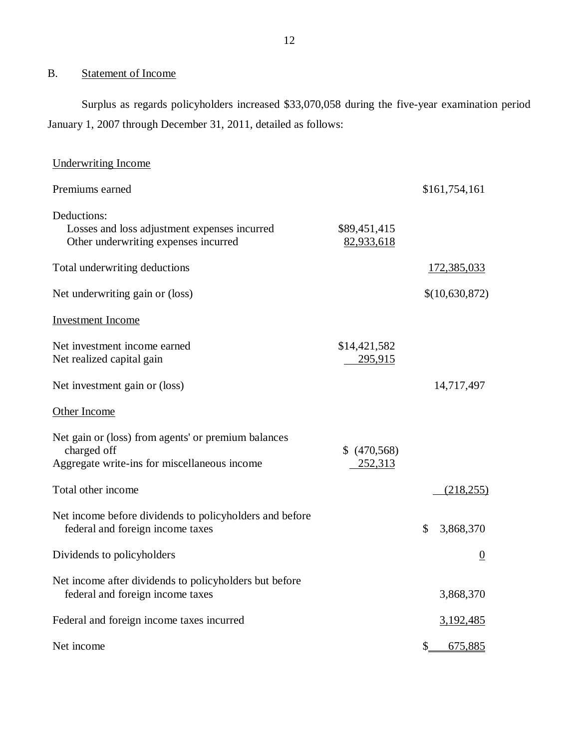## B. Statement of Income

Surplus as regards policyholders increased $33,070,058 during the five-year examination period January 1, 2007 through December 31, 2011, detailed as follows:

| | | |
|---|---|---|
| Underwriting Income | | |
| Premiums earned | | $161,754,161 |
| Deductions: | | |
| Losses and loss adjustment expenses incurred | $89,451,415 | |
| Other underwriting expenses incurred | 82,933,618 | |
| Total underwriting deductions | | 172,385,033 |
| Net underwriting gain or (loss) | | $(10,630,872) |
| Investment Income | | |
| Net investment income earned | $14,421,582 | |
| Net realized capital gain | 295,915 | |
| Net investment gain or (loss) | | 14,717,497 |
| Other Income | | |
| Net gain or (loss) from agents' or premium balances charged off | $ (470,568) | |
| Aggregate write-ins for miscellaneous income | 252,313 | |
| Total other income | | (218,255) |
| Net income before dividends to policyholders and before federal and foreign income taxes | | $ 3,868,370 |
| Dividends to policyholders | | 0 |
| Net income after dividends to policyholders but before federal and foreign income taxes | | 3,868,370 |
| Federal and foreign income taxes incurred | | 3,192,485 |
| Net income | | $ 675,885 |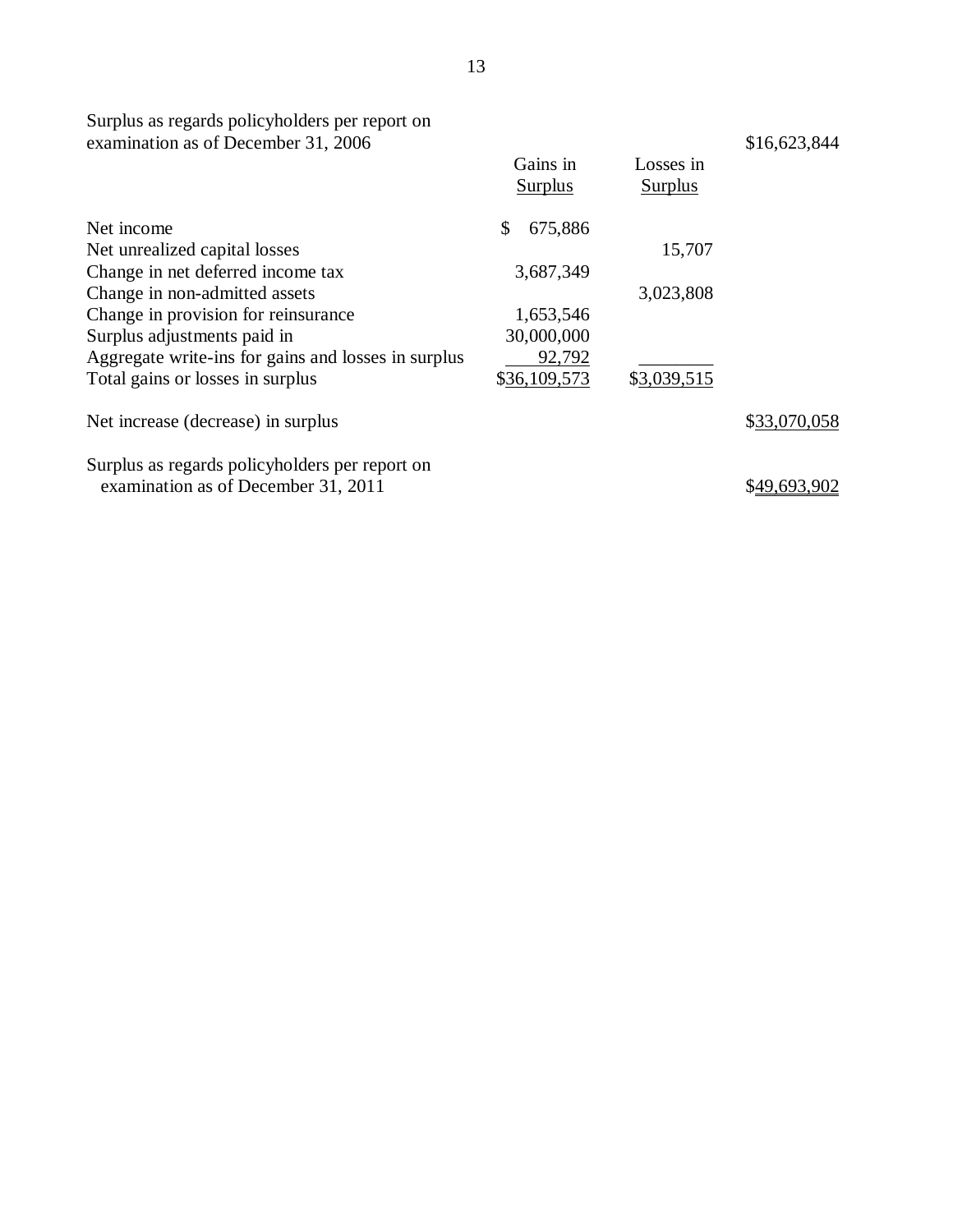| | Gains in Surplus | Losses in Surplus | |
|---|---|---|---|
| Surplus as regards policyholders per report on examination as of December 31, 2006 | | | $16,623,844 |
| Net income | $ 675,886 | | |
| Net unrealized capital losses | | 15,707 | |
| Change in net deferred income tax | 3,687,349 | | |
| Change in non-admitted assets | | 3,023,808 | |
| Change in provision for reinsurance | 1,653,546 | | |
| Surplus adjustments paid in | 30,000,000 | | |
| Aggregate write-ins for gains and losses in surplus | 92,792 | | |
| Total gains or losses in surplus | $36,109,573 | $3,039,515 | |
| Net increase (decrease) in surplus | | | $33,070,058 |
| Surplus as regards policyholders per report on examination as of December 31, 2011 | | | $49,693,902 |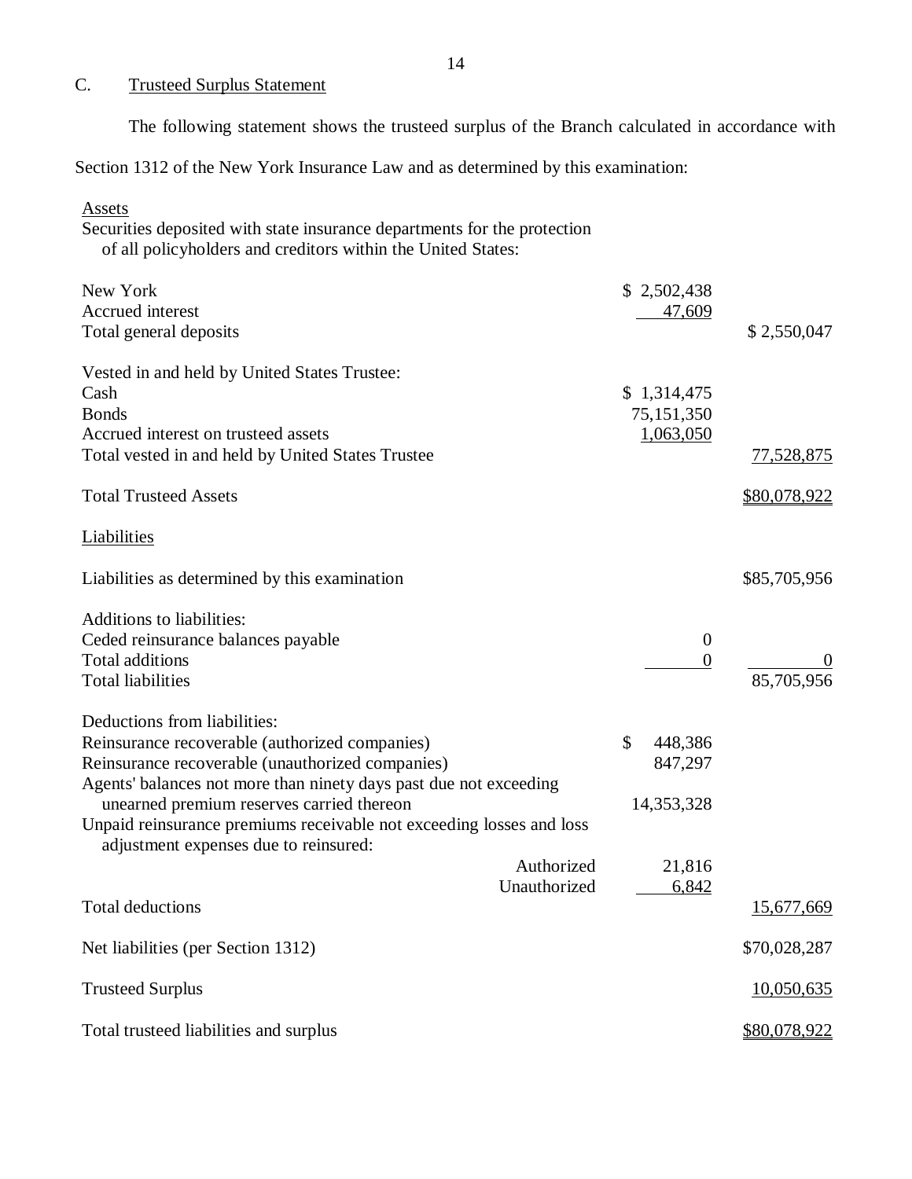## C. Trusteed Surplus Statement

The following statement shows the trusteed surplus of the Branch calculated in accordance with Section 1312 of the New York Insurance Law and as determined by this examination:

| | | |
|---|---|---|
| Assets | | |
| Securities deposited with state insurance departments for the protection of all policyholders and creditors within the United States: | | |
| New York | $ 2,502,438 | |
| Accrued interest | 47,609 | |
| Total general deposits | | $ 2,550,047 |
| Vested in and held by United States Trustee: | | |
| Cash | $ 1,314,475 | |
| Bonds | 75,151,350 | |
| Accrued interest on trusteed assets | 1,063,050 | |
| Total vested in and held by United States Trustee | | 77,528,875 |
| Total Trusteed Assets | | $80,078,922 |
| Liabilities | | |
| Liabilities as determined by this examination | | $85,705,956 |
| Additions to liabilities: | | |
| Ceded reinsurance balances payable | 0 | |
| Total additions | 0 | 0 |
| Total liabilities | | 85,705,956 |
| Deductions from liabilities: | | |
| Reinsurance recoverable (authorized companies) | $ 448,386 | |
| Reinsurance recoverable (unauthorized companies) | 847,297 | |
| Agents' balances not more than ninety days past due not exceeding unearned premium reserves carried thereon | 14,353,328 | |
| Unpaid reinsurance premiums receivable not exceeding losses and loss adjustment expenses due to reinsured: | | |
| Authorized | 21,816 | |
| Unauthorized | 6,842 | |
| Total deductions | | 15,677,669 |
| Net liabilities (per Section 1312) | | $70,028,287 |
| Trusteed Surplus | | 10,050,635 |
| Total trusteed liabilities and surplus | | $80,078,922 |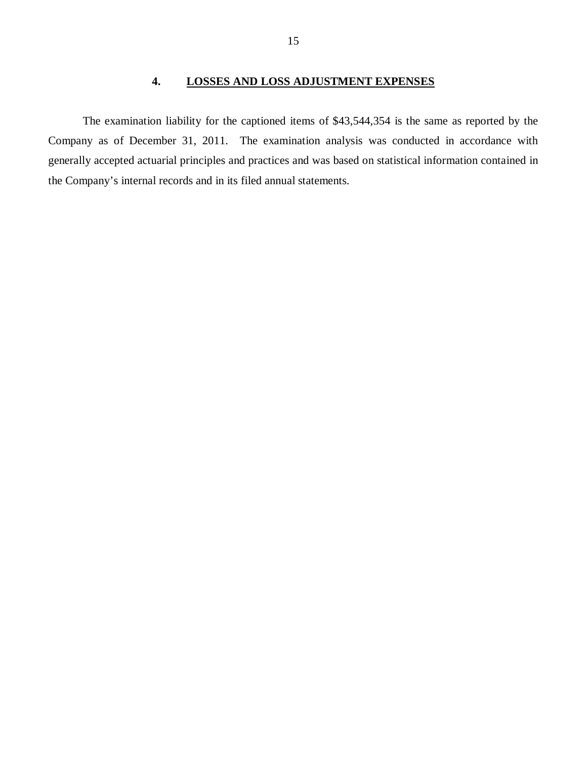## 4. LOSSES AND LOSS ADJUSTMENT EXPENSES

The examination liability for the captioned items of $43,544,354 is the same as reported by the Company as of December 31, 2011. The examination analysis was conducted in accordance with generally accepted actuarial principles and practices and was based on statistical information contained in the Company's internal records and in its filed annual statements.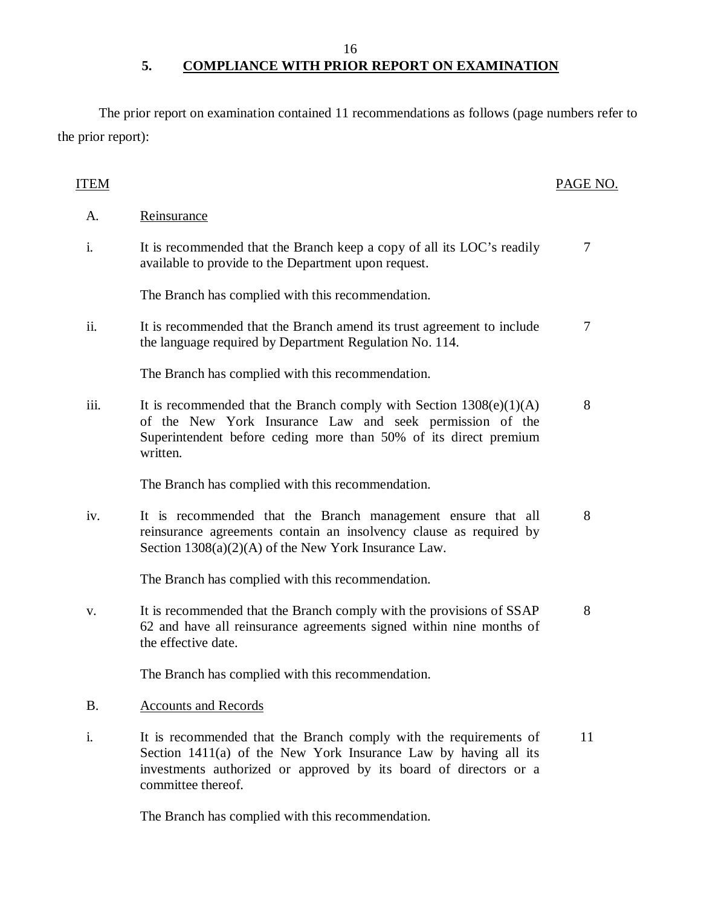## 5. COMPLIANCE WITH PRIOR REPORT ON EXAMINATION

The prior report on examination contained 11 recommendations as follows (page numbers refer to the prior report):

| ITEM | | PAGE NO. |
|---|---|---|
| A. | Reinsurance | |
| i. | It is recommended that the Branch keep a copy of all its LOC's readily available to provide to the Department upon request. | 7 |
| | The Branch has complied with this recommendation. | |
| ii. | It is recommended that the Branch amend its trust agreement to include the language required by Department Regulation No. 114. | 7 |
| | The Branch has complied with this recommendation. | |
| iii. | It is recommended that the Branch comply with Section 1308(e)(1)(A) of the New York Insurance Law and seek permission of the Superintendent before ceding more than 50% of its direct premium written. | 8 |
| | The Branch has complied with this recommendation. | |
| iv. | It is recommended that the Branch management ensure that all reinsurance agreements contain an insolvency clause as required by Section 1308(a)(2)(A) of the New York Insurance Law. | 8 |
| | The Branch has complied with this recommendation. | |
| v. | It is recommended that the Branch comply with the provisions of SSAP 62 and have all reinsurance agreements signed within nine months of the effective date. | 8 |
| | The Branch has complied with this recommendation. | |
| B. | Accounts and Records | |
| i. | It is recommended that the Branch comply with the requirements of Section 1411(a) of the New York Insurance Law by having all its investments authorized or approved by its board of directors or a committee thereof. | 11 |
| | The Branch has complied with this recommendation. | |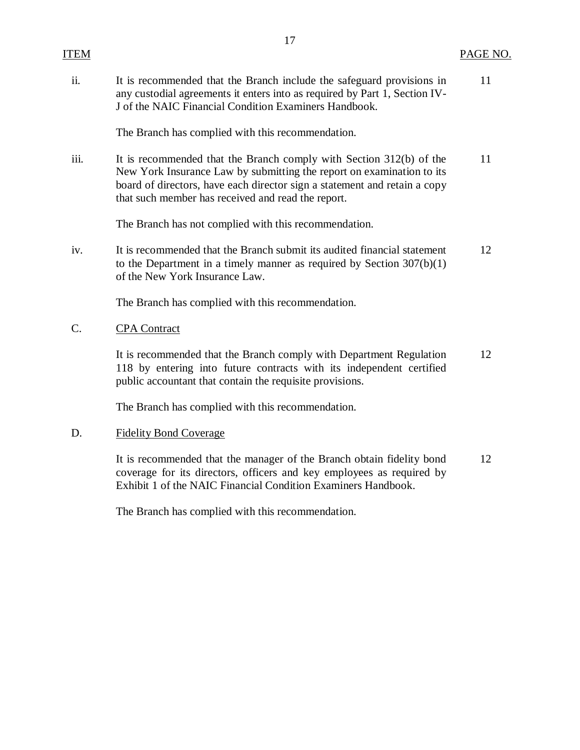| ITEM | | PAGE NO. |
|---|---|---|
| ii. | It is recommended that the Branch include the safeguard provisions in any custodial agreements it enters into as required by Part 1, Section IV-J of the NAIC Financial Condition Examiners Handbook.<br><br>The Branch has complied with this recommendation. | 11 |
| iii. | It is recommended that the Branch comply with Section 312(b) of the New York Insurance Law by submitting the report on examination to its board of directors, have each director sign a statement and retain a copy that such member has received and read the report.<br><br>The Branch has not complied with this recommendation. | 11 |
| iv. | It is recommended that the Branch submit its audited financial statement to the Department in a timely manner as required by Section 307(b)(1) of the New York Insurance Law.<br><br>The Branch has complied with this recommendation. | 12 |
| C. | CPA Contract | |
| | It is recommended that the Branch comply with Department Regulation 118 by entering into future contracts with its independent certified public accountant that contain the requisite provisions.<br><br>The Branch has complied with this recommendation. | 12 |
| D. | Fidelity Bond Coverage | |
| | It is recommended that the manager of the Branch obtain fidelity bond coverage for its directors, officers and key employees as required by Exhibit 1 of the NAIC Financial Condition Examiners Handbook.<br><br>The Branch has complied with this recommendation. | 12 |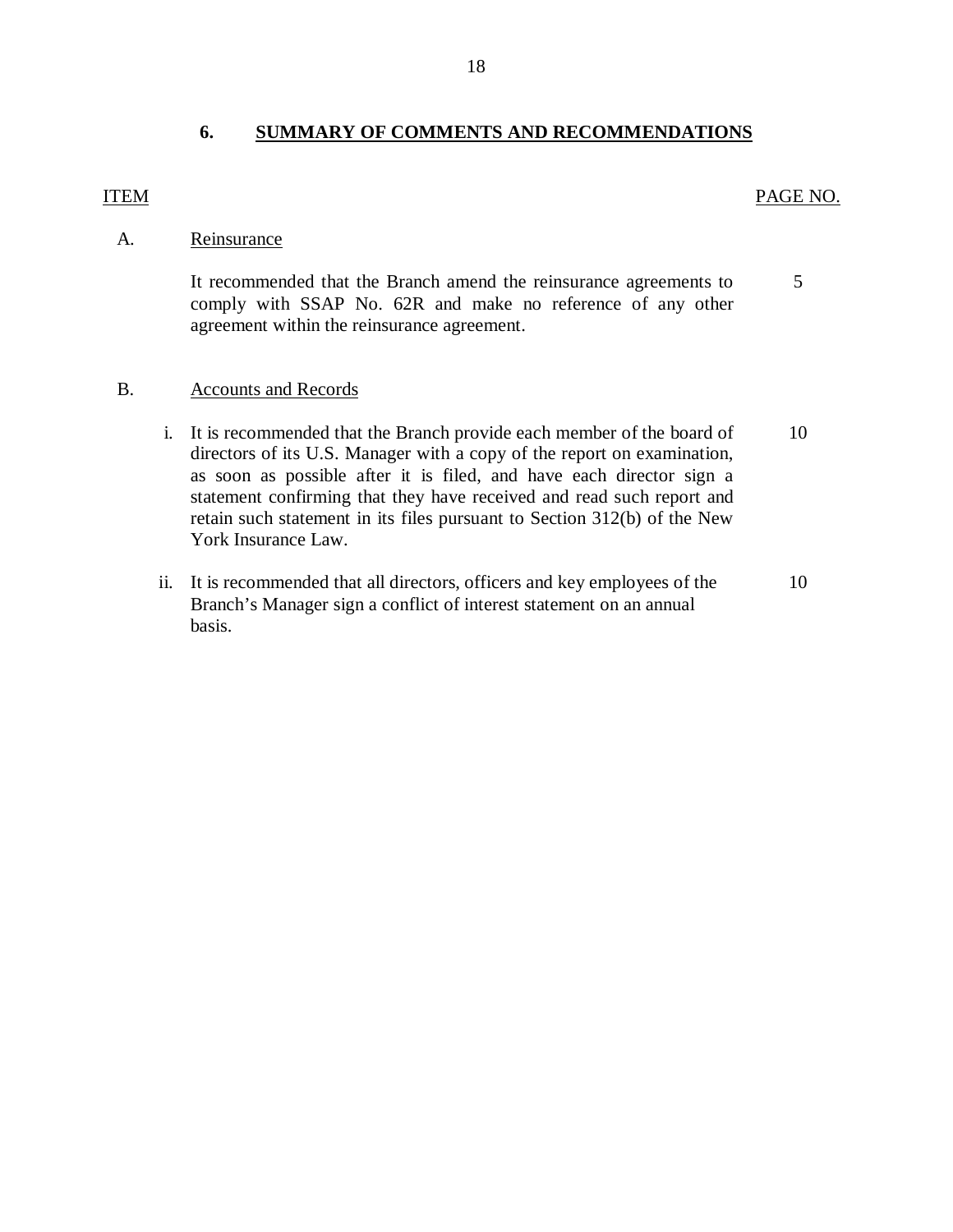## 6. SUMMARY OF COMMENTS AND RECOMMENDATIONS

| ITEM | | PAGE NO. |
|---|---|---|
| A. | Reinsurance | |
| | It recommended that the Branch amend the reinsurance agreements to comply with SSAP No. 62R and make no reference of any other agreement within the reinsurance agreement. | 5 |
| B. | Accounts and Records | |
| | i. It is recommended that the Branch provide each member of the board of directors of its U.S. Manager with a copy of the report on examination, as soon as possible after it is filed, and have each director sign a statement confirming that they have received and read such report and retain such statement in its files pursuant to Section 312(b) of the New York Insurance Law. | 10 |
| | ii. It is recommended that all directors, officers and key employees of the Branch's Manager sign a conflict of interest statement on an annual basis. | 10 |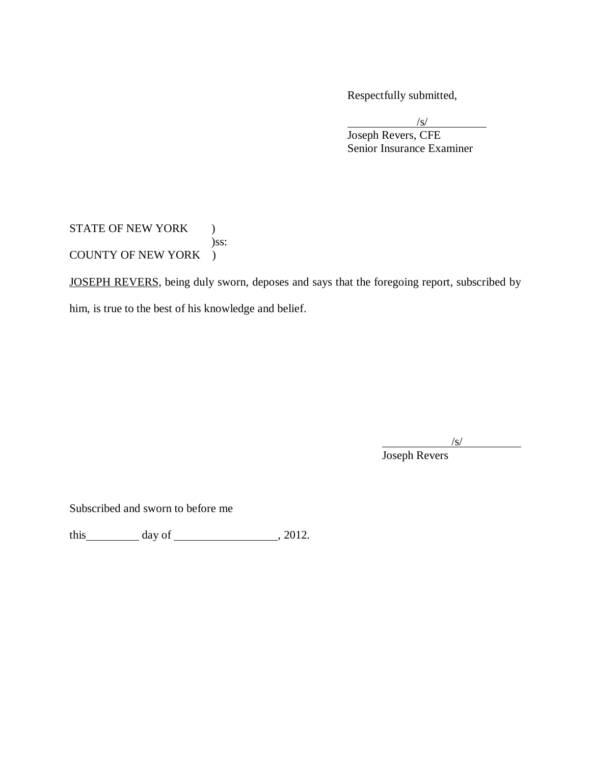Respectfully submitted,

/s/
Joseph Revers, CFE
Senior Insurance Examiner

STATE OF NEW YORK )
)ss:
COUNTY OF NEW YORK )

JOSEPH REVERS, being duly sworn, deposes and says that the foregoing report, subscribed by him, is true to the best of his knowledge and belief.

/s/
Joseph Revers

Subscribed and sworn to before me

this __________ day of __________________, 2012.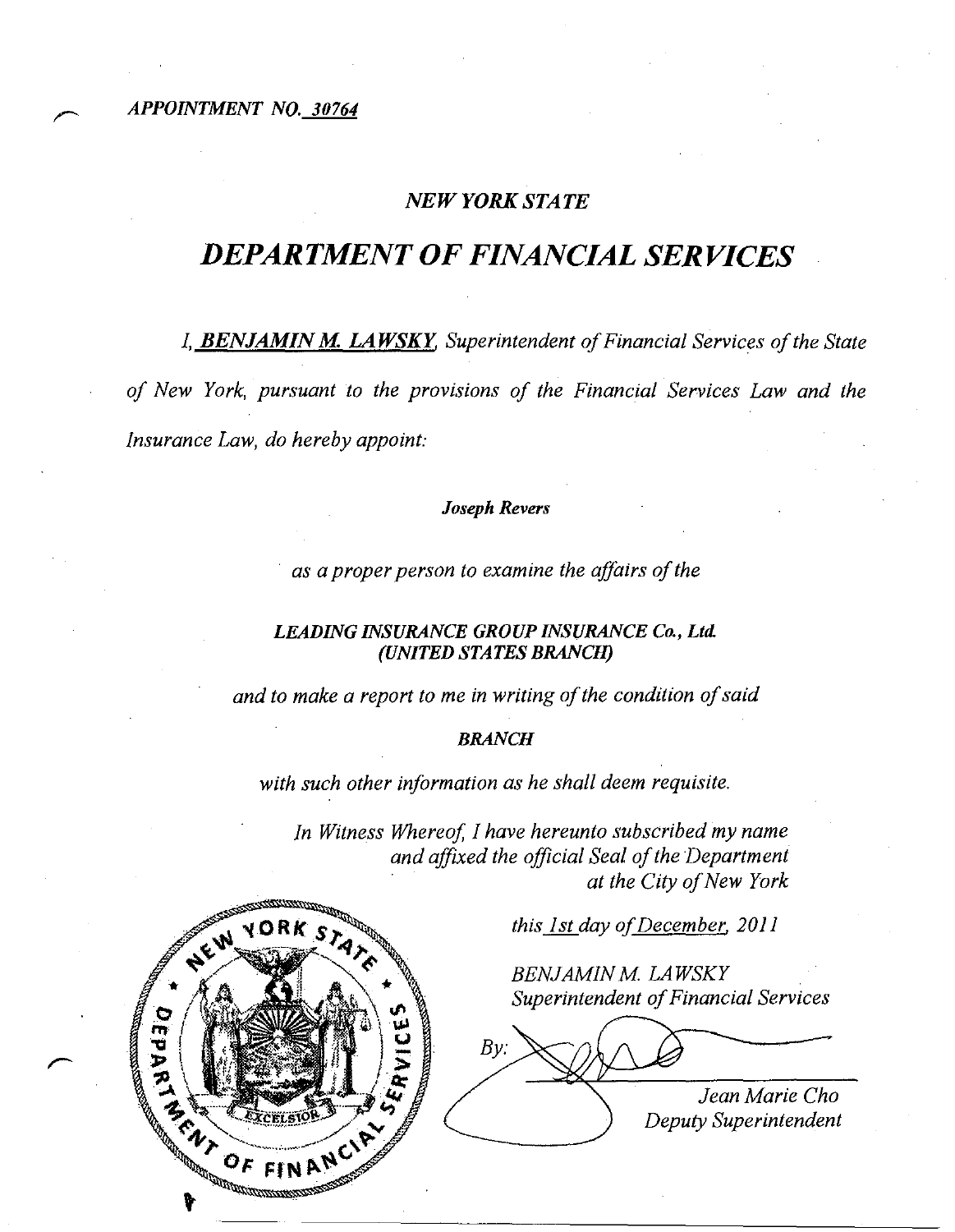*APPOINTMENT NO. 30764*

## *NEW YORK STATE*

# *DEPARTMENT OF FINANCIAL SERVICES*

*I, **BENJAMIN M. LAWSKY**, Superintendent of Financial Services of the State of New York, pursuant to the provisions of the Financial Services Law and the Insurance Law, do hereby appoint:*

***Joseph Revers***

*as a proper person to examine the affairs of the*

***LEADING INSURANCE GROUP INSURANCE Co., Ltd. (UNITED STATES BRANCH)***

*and to make a report to me in writing of the condition of said*

***BRANCH***

*with such other information as he shall deem requisite.*

*In Witness Whereof, I have hereunto subscribed my name and affixed the official Seal of the Department at the City of New York*

*this 1st day of December, 2011*

*BENJAMIN M. LAWSKY*
*Superintendent of Financial Services*

*By:*

*Jean Marie Cho*
*Deputy Superintendent*

NEW YORK STATE DEPARTMENT OF FINANCIAL SERVICES
EXCELSIOR